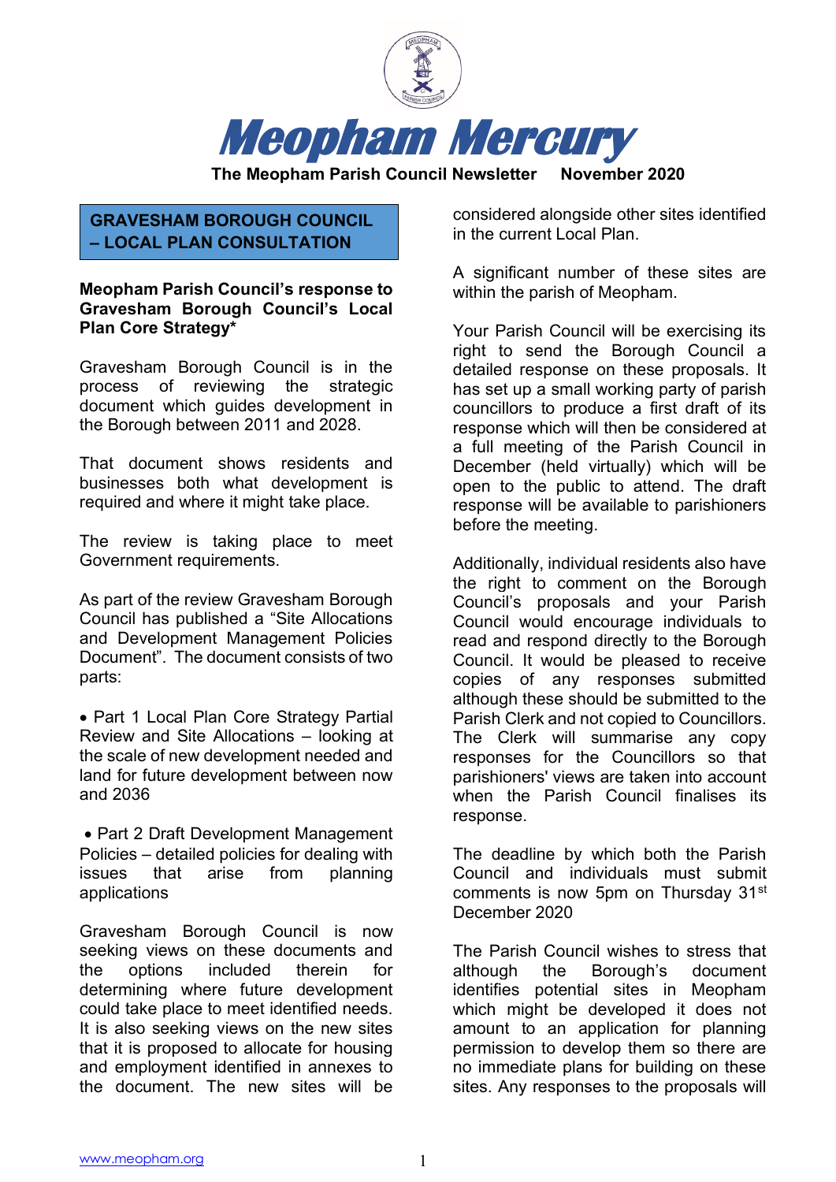# Meopham Mercury

**The Meopham Parish Council Newsletter November 2020**

## GRAVESHAM BOROUGH COUNCIL – LOCAL PLAN CONSULTATION

**Meopham Parish Council's response to Gravesham Borough Council's Local Plan Core Strategy***

Gravesham Borough Council is in the process of reviewing the strategic document which guides development in the Borough between 2011 and 2028.

That document shows residents and businesses both what development is required and where it might take place.

The review is taking place to meet Government requirements.

As part of the review Gravesham Borough Council has published a "Site Allocations and Development Management Policies Document". The document consists of two parts:

- Part 1 Local Plan Core Strategy Partial Review and Site Allocations – looking at the scale of new development needed and land for future development between now and 2036
- Part 2 Draft Development Management Policies – detailed policies for dealing with issues that arise from planning applications

Gravesham Borough Council is now seeking views on these documents and the options included therein for determining where future development could take place to meet identified needs. It is also seeking views on the new sites that it is proposed to allocate for housing and employment identified in annexes to the document. The new sites will be considered alongside other sites identified in the current Local Plan.

A significant number of these sites are within the parish of Meopham.

Your Parish Council will be exercising its right to send the Borough Council a detailed response on these proposals. It has set up a small working party of parish councillors to produce a first draft of its response which will then be considered at a full meeting of the Parish Council in December (held virtually) which will be open to the public to attend. The draft response will be available to parishioners before the meeting.

Additionally, individual residents also have the right to comment on the Borough Council's proposals and your Parish Council would encourage individuals to read and respond directly to the Borough Council. It would be pleased to receive copies of any responses submitted although these should be submitted to the Parish Clerk and not copied to Councillors. The Clerk will summarise any copy responses for the Councillors so that parishioners' views are taken into account when the Parish Council finalises its response.

The deadline by which both the Parish Council and individuals must submit comments is now 5pm on Thursday 31st December 2020

The Parish Council wishes to stress that although the Borough's document identifies potential sites in Meopham which might be developed it does not amount to an application for planning permission to develop them so there are no immediate plans for building on these sites. Any responses to the proposals will

www.meopham.org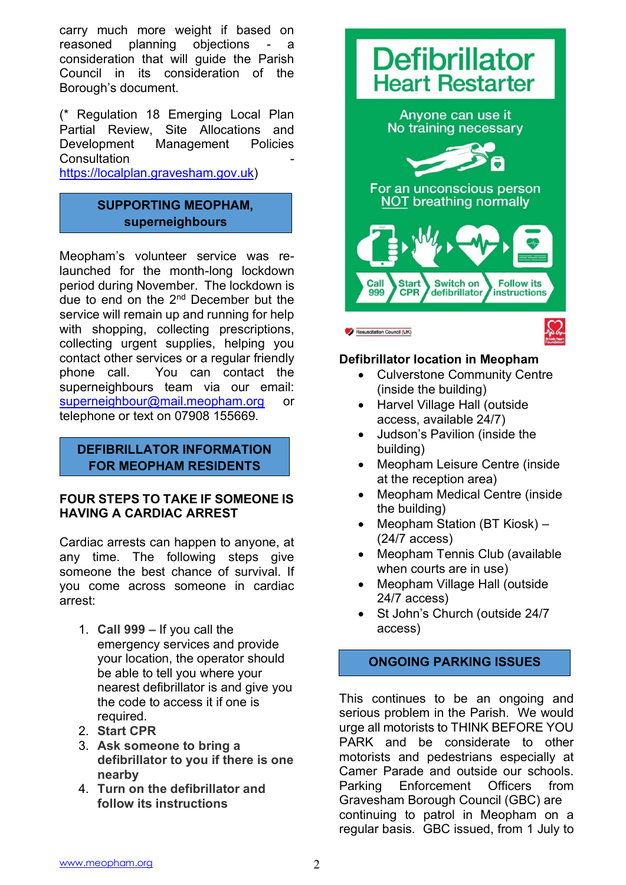carry much more weight if based on reasoned planning objections - a consideration that will guide the Parish Council in its consideration of the Borough's document.

(* Regulation 18 Emerging Local Plan Partial Review, Site Allocations and Development Management Policies Consultation - https://localplan.gravesham.gov.uk)

## SUPPORTING MEOPHAM, superneighbours

Meopham's volunteer service was re-launched for the month-long lockdown period during November. The lockdown is due to end on the 2nd December but the service will remain up and running for help with shopping, collecting prescriptions, collecting urgent supplies, helping you contact other services or a regular friendly phone call. You can contact the superneighbours team via our email: superneighbour@mail.meopham.org or telephone or text on 07908 155669.

## DEFIBRILLATOR INFORMATION FOR MEOPHAM RESIDENTS

### FOUR STEPS TO TAKE IF SOMEONE IS HAVING A CARDIAC ARREST

Cardiac arrests can happen to anyone, at any time. The following steps give someone the best chance of survival. If you come across someone in cardiac arrest:

1. **Call 999 –** If you call the emergency services and provide your location, the operator should be able to tell you where your nearest defibrillator is and give you the code to access it if one is required.
2. **Start CPR**
3. **Ask someone to bring a defibrillator to you if there is one nearby**
4. **Turn on the defibrillator and follow its instructions**

**Defibrillator Heart Restarter**

Anyone can use it
No training necessary

For an unconscious person NOT breathing normally

Call 999 → Start CPR → Switch on defibrillator → Follow its instructions

Resuscitation Council (UK)

### Defibrillator location in Meopham

- Culverstone Community Centre (inside the building)
- Harvel Village Hall (outside access, available 24/7)
- Judson's Pavilion (inside the building)
- Meopham Leisure Centre (inside at the reception area)
- Meopham Medical Centre (inside the building)
- Meopham Station (BT Kiosk) – (24/7 access)
- Meopham Tennis Club (available when courts are in use)
- Meopham Village Hall (outside 24/7 access)
- St John's Church (outside 24/7 access)

## ONGOING PARKING ISSUES

This continues to be an ongoing and serious problem in the Parish. We would urge all motorists to THINK BEFORE YOU PARK and be considerate to other motorists and pedestrians especially at Camer Parade and outside our schools. Parking Enforcement Officers from Gravesham Borough Council (GBC) are continuing to patrol in Meopham on a regular basis. GBC issued, from 1 July to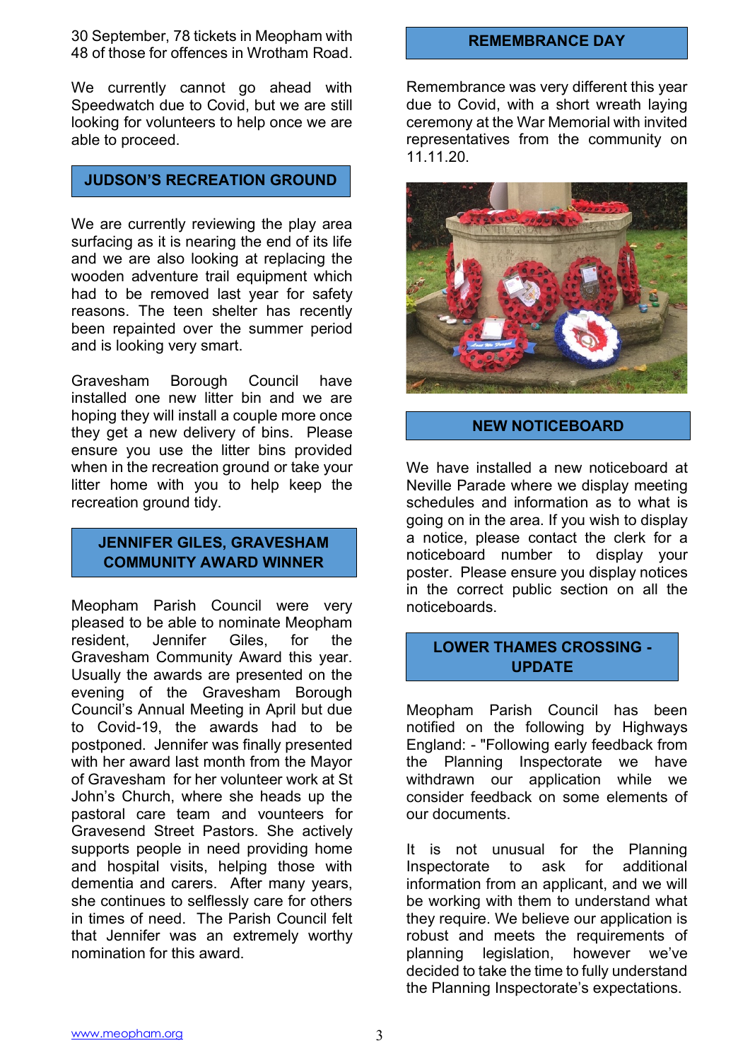30 September, 78 tickets in Meopham with 48 of those for offences in Wrotham Road.

We currently cannot go ahead with Speedwatch due to Covid, but we are still looking for volunteers to help once we are able to proceed.

## JUDSON'S RECREATION GROUND

We are currently reviewing the play area surfacing as it is nearing the end of its life and we are also looking at replacing the wooden adventure trail equipment which had to be removed last year for safety reasons. The teen shelter has recently been repainted over the summer period and is looking very smart.

Gravesham Borough Council have installed one new litter bin and we are hoping they will install a couple more once they get a new delivery of bins. Please ensure you use the litter bins provided when in the recreation ground or take your litter home with you to help keep the recreation ground tidy.

## JENNIFER GILES, GRAVESHAM COMMUNITY AWARD WINNER

Meopham Parish Council were very pleased to be able to nominate Meopham resident, Jennifer Giles, for the Gravesham Community Award this year. Usually the awards are presented on the evening of the Gravesham Borough Council's Annual Meeting in April but due to Covid-19, the awards had to be postponed. Jennifer was finally presented with her award last month from the Mayor of Gravesham for her volunteer work at St John's Church, where she heads up the pastoral care team and vounteers for Gravesend Street Pastors. She actively supports people in need providing home and hospital visits, helping those with dementia and carers. After many years, she continues to selflessly care for others in times of need. The Parish Council felt that Jennifer was an extremely worthy nomination for this award.

## REMEMBRANCE DAY

Remembrance was very different this year due to Covid, with a short wreath laying ceremony at the War Memorial with invited representatives from the community on 11.11.20.

## NEW NOTICEBOARD

We have installed a new noticeboard at Neville Parade where we display meeting schedules and information as to what is going on in the area. If you wish to display a notice, please contact the clerk for a noticeboard number to display your poster. Please ensure you display notices in the correct public section on all the noticeboards.

## LOWER THAMES CROSSING - UPDATE

Meopham Parish Council has been notified on the following by Highways England: - "Following early feedback from the Planning Inspectorate we have withdrawn our application while we consider feedback on some elements of our documents.

It is not unusual for the Planning Inspectorate to ask for additional information from an applicant, and we will be working with them to understand what they require. We believe our application is robust and meets the requirements of planning legislation, however we've decided to take the time to fully understand the Planning Inspectorate's expectations.

www.meopham.org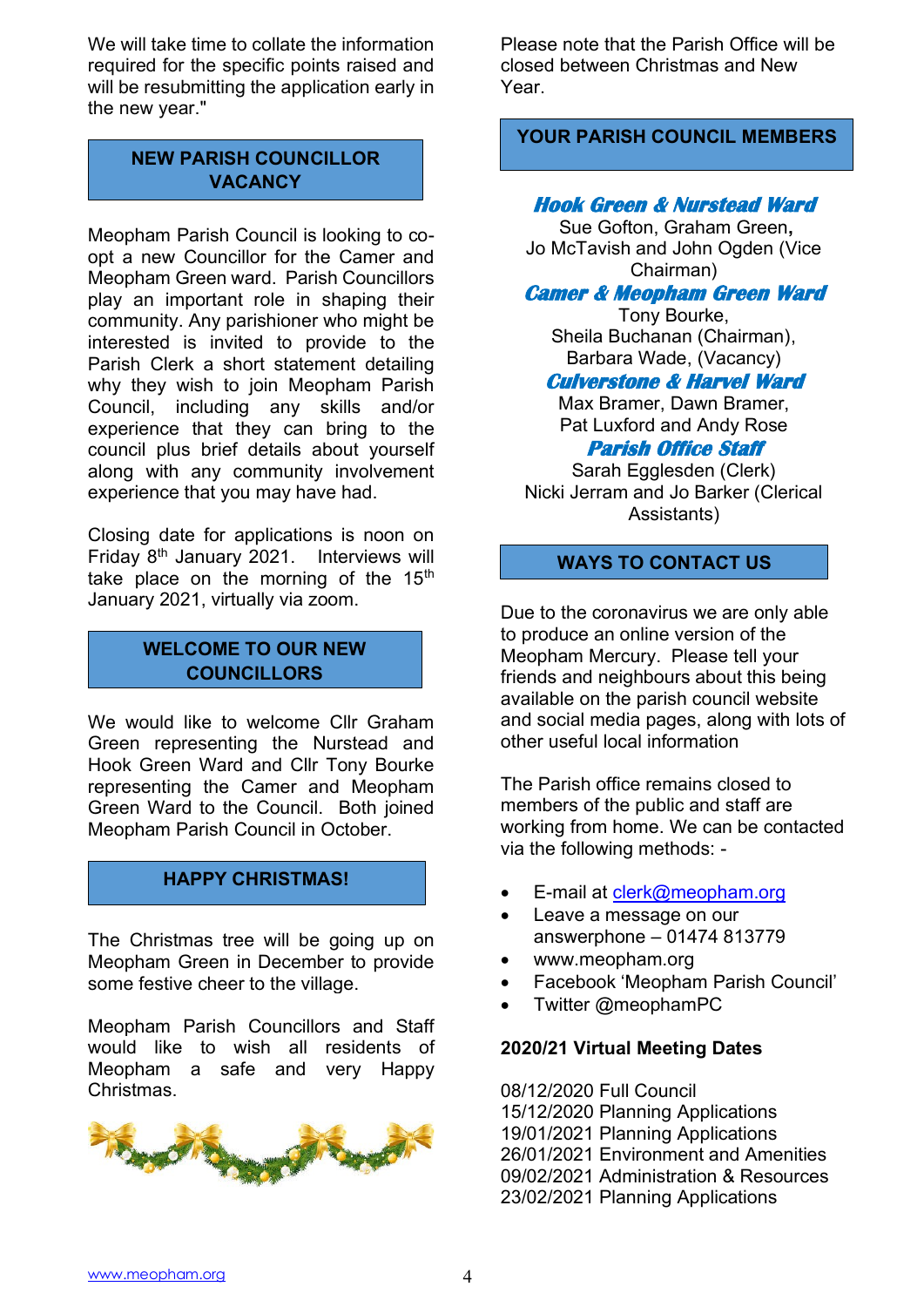We will take time to collate the information required for the specific points raised and will be resubmitting the application early in the new year."

## NEW PARISH COUNCILLOR VACANCY

Meopham Parish Council is looking to co-opt a new Councillor for the Camer and Meopham Green ward. Parish Councillors play an important role in shaping their community. Any parishioner who might be interested is invited to provide to the Parish Clerk a short statement detailing why they wish to join Meopham Parish Council, including any skills and/or experience that they can bring to the council plus brief details about yourself along with any community involvement experience that you may have had.

Closing date for applications is noon on Friday 8th January 2021. Interviews will take place on the morning of the 15th January 2021, virtually via zoom.

## WELCOME TO OUR NEW COUNCILLORS

We would like to welcome Cllr Graham Green representing the Nurstead and Hook Green Ward and Cllr Tony Bourke representing the Camer and Meopham Green Ward to the Council. Both joined Meopham Parish Council in October.

## HAPPY CHRISTMAS!

The Christmas tree will be going up on Meopham Green in December to provide some festive cheer to the village.

Meopham Parish Councillors and Staff would like to wish all residents of Meopham a safe and very Happy Christmas.

Please note that the Parish Office will be closed between Christmas and New Year.

## YOUR PARISH COUNCIL MEMBERS

***Hook Green & Nurstead Ward***
Sue Gofton, Graham Green,
Jo McTavish and John Ogden (Vice Chairman)

***Camer & Meopham Green Ward***
Tony Bourke,
Sheila Buchanan (Chairman),
Barbara Wade, (Vacancy)

***Culverstone & Harvel Ward***
Max Bramer, Dawn Bramer,
Pat Luxford and Andy Rose

***Parish Office Staff***
Sarah Egglesden (Clerk)
Nicki Jerram and Jo Barker (Clerical Assistants)

## WAYS TO CONTACT US

Due to the coronavirus we are only able to produce an online version of the Meopham Mercury. Please tell your friends and neighbours about this being available on the parish council website and social media pages, along with lots of other useful local information

The Parish office remains closed to members of the public and staff are working from home. We can be contacted via the following methods: -

- E-mail at clerk@meopham.org
- Leave a message on our answerphone – 01474 813779
- www.meopham.org
- Facebook 'Meopham Parish Council'
- Twitter @meophamPC

**2020/21 Virtual Meeting Dates**

08/12/2020 Full Council
15/12/2020 Planning Applications
19/01/2021 Planning Applications
26/01/2021 Environment and Amenities
09/02/2021 Administration & Resources
23/02/2021 Planning Applications